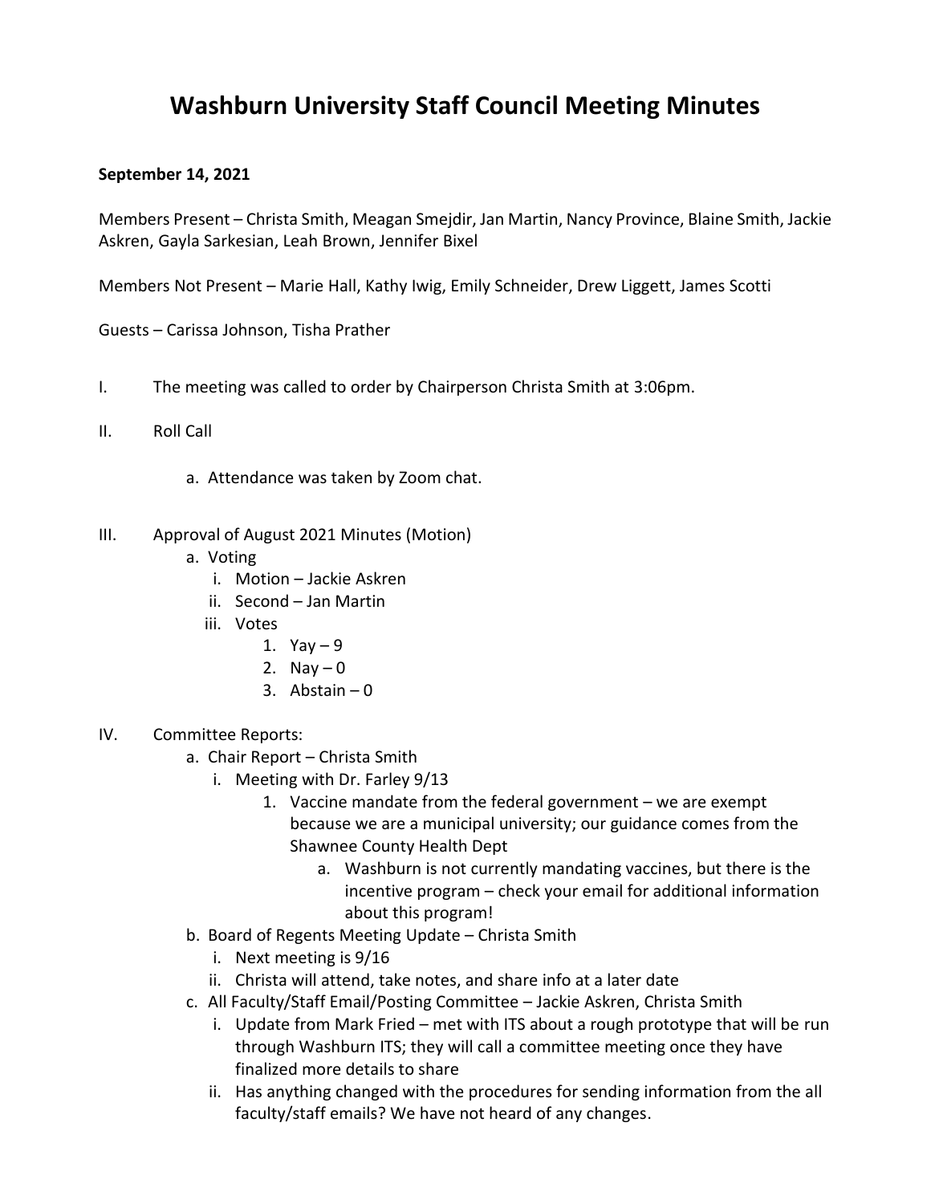# Washburn University Staff Council Meeting Minutes

**September 14, 2021**

Members Present – Christa Smith, Meagan Smejdir, Jan Martin, Nancy Province, Blaine Smith, Jackie Askren, Gayla Sarkesian, Leah Brown, Jennifer Bixel

Members Not Present – Marie Hall, Kathy Iwig, Emily Schneider, Drew Liggett, James Scotti

Guests – Carissa Johnson, Tisha Prather

I. The meeting was called to order by Chairperson Christa Smith at 3:06pm.

II. Roll Call

   a. Attendance was taken by Zoom chat.

III. Approval of August 2021 Minutes (Motion)

   a. Voting
      i. Motion – Jackie Askren
      ii. Second – Jan Martin
      iii. Votes
         1. Yay – 9
         2. Nay – 0
         3. Abstain – 0

IV. Committee Reports:

   a. Chair Report – Christa Smith
      i. Meeting with Dr. Farley 9/13
         1. Vaccine mandate from the federal government – we are exempt because we are a municipal university; our guidance comes from the Shawnee County Health Dept
            a. Washburn is not currently mandating vaccines, but there is the incentive program – check your email for additional information about this program!
   b. Board of Regents Meeting Update – Christa Smith
      i. Next meeting is 9/16
      ii. Christa will attend, take notes, and share info at a later date
   c. All Faculty/Staff Email/Posting Committee – Jackie Askren, Christa Smith
      i. Update from Mark Fried – met with ITS about a rough prototype that will be run through Washburn ITS; they will call a committee meeting once they have finalized more details to share
      ii. Has anything changed with the procedures for sending information from the all faculty/staff emails? We have not heard of any changes.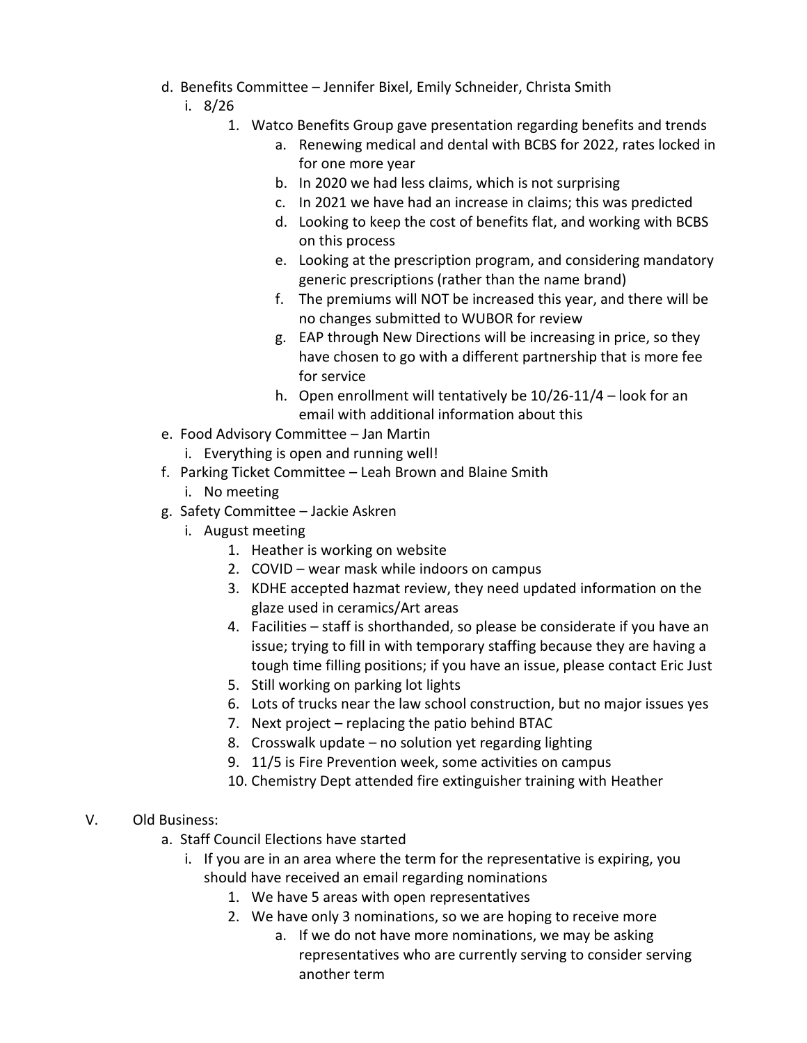d. Benefits Committee – Jennifer Bixel, Emily Schneider, Christa Smith
    i. 8/26
        1. Watco Benefits Group gave presentation regarding benefits and trends
            a. Renewing medical and dental with BCBS for 2022, rates locked in for one more year
            b. In 2020 we had less claims, which is not surprising
            c. In 2021 we have had an increase in claims; this was predicted
            d. Looking to keep the cost of benefits flat, and working with BCBS on this process
            e. Looking at the prescription program, and considering mandatory generic prescriptions (rather than the name brand)
            f. The premiums will NOT be increased this year, and there will be no changes submitted to WUBOR for review
            g. EAP through New Directions will be increasing in price, so they have chosen to go with a different partnership that is more fee for service
            h. Open enrollment will tentatively be 10/26-11/4 – look for an email with additional information about this

e. Food Advisory Committee – Jan Martin
    i. Everything is open and running well!

f. Parking Ticket Committee – Leah Brown and Blaine Smith
    i. No meeting

g. Safety Committee – Jackie Askren
    i. August meeting
        1. Heather is working on website
        2. COVID – wear mask while indoors on campus
        3. KDHE accepted hazmat review, they need updated information on the glaze used in ceramics/Art areas
        4. Facilities – staff is shorthanded, so please be considerate if you have an issue; trying to fill in with temporary staffing because they are having a tough time filling positions; if you have an issue, please contact Eric Just
        5. Still working on parking lot lights
        6. Lots of trucks near the law school construction, but no major issues yes
        7. Next project – replacing the patio behind BTAC
        8. Crosswalk update – no solution yet regarding lighting
        9. 11/5 is Fire Prevention week, some activities on campus
        10. Chemistry Dept attended fire extinguisher training with Heather

V. Old Business:

a. Staff Council Elections have started
    i. If you are in an area where the term for the representative is expiring, you should have received an email regarding nominations
        1. We have 5 areas with open representatives
        2. We have only 3 nominations, so we are hoping to receive more
            a. If we do not have more nominations, we may be asking representatives who are currently serving to consider serving another term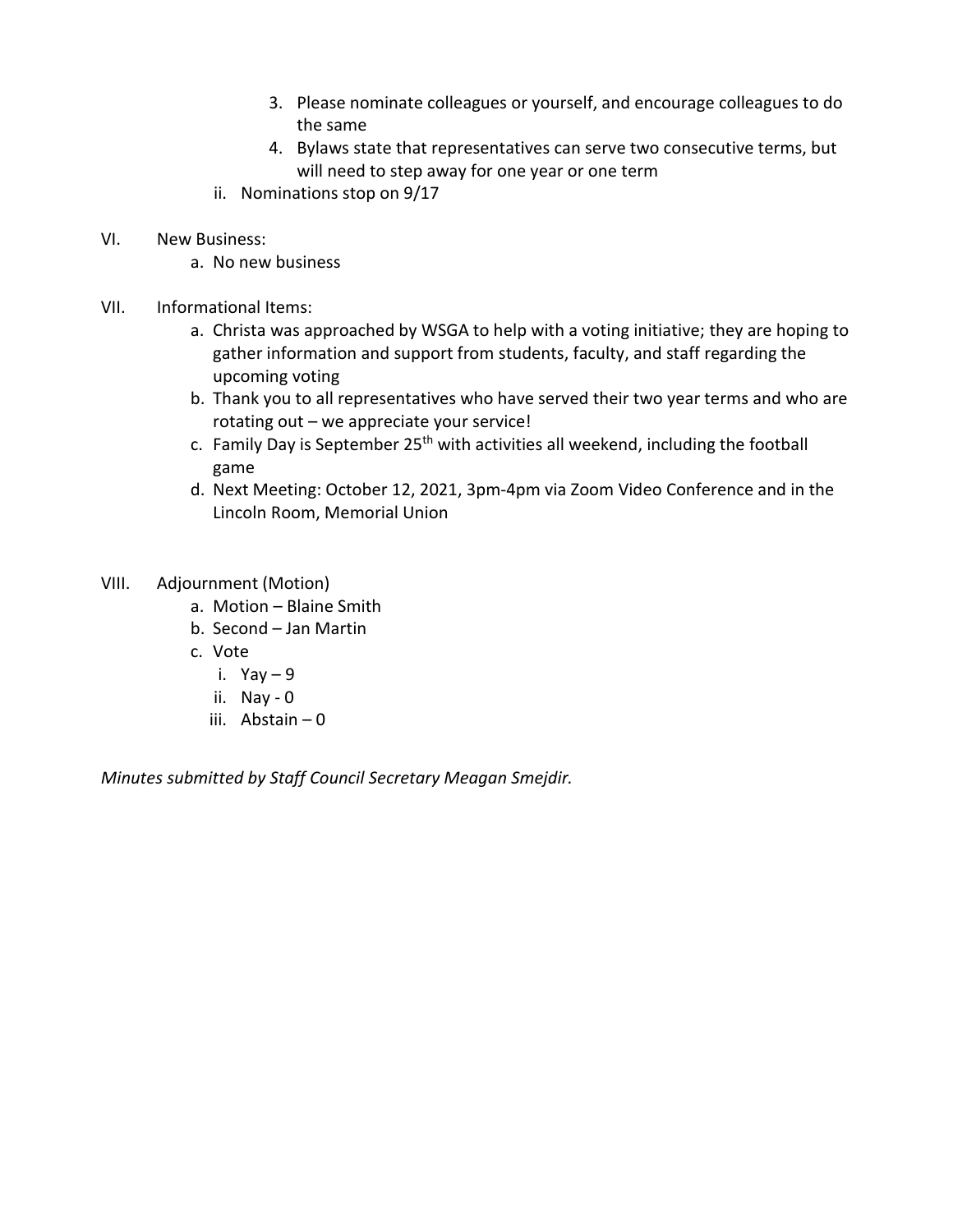3. Please nominate colleagues or yourself, and encourage colleagues to do the same
4. Bylaws state that representatives can serve two consecutive terms, but will need to step away for one year or one term

ii. Nominations stop on 9/17

VI. New Business:

a. No new business

VII. Informational Items:

a. Christa was approached by WSGA to help with a voting initiative; they are hoping to gather information and support from students, faculty, and staff regarding the upcoming voting
b. Thank you to all representatives who have served their two year terms and who are rotating out – we appreciate your service!
c. Family Day is September 25th with activities all weekend, including the football game
d. Next Meeting: October 12, 2021, 3pm-4pm via Zoom Video Conference and in the Lincoln Room, Memorial Union

VIII. Adjournment (Motion)

a. Motion – Blaine Smith
b. Second – Jan Martin
c. Vote
   i. Yay – 9
   ii. Nay - 0
   iii. Abstain – 0

*Minutes submitted by Staff Council Secretary Meagan Smejdir.*